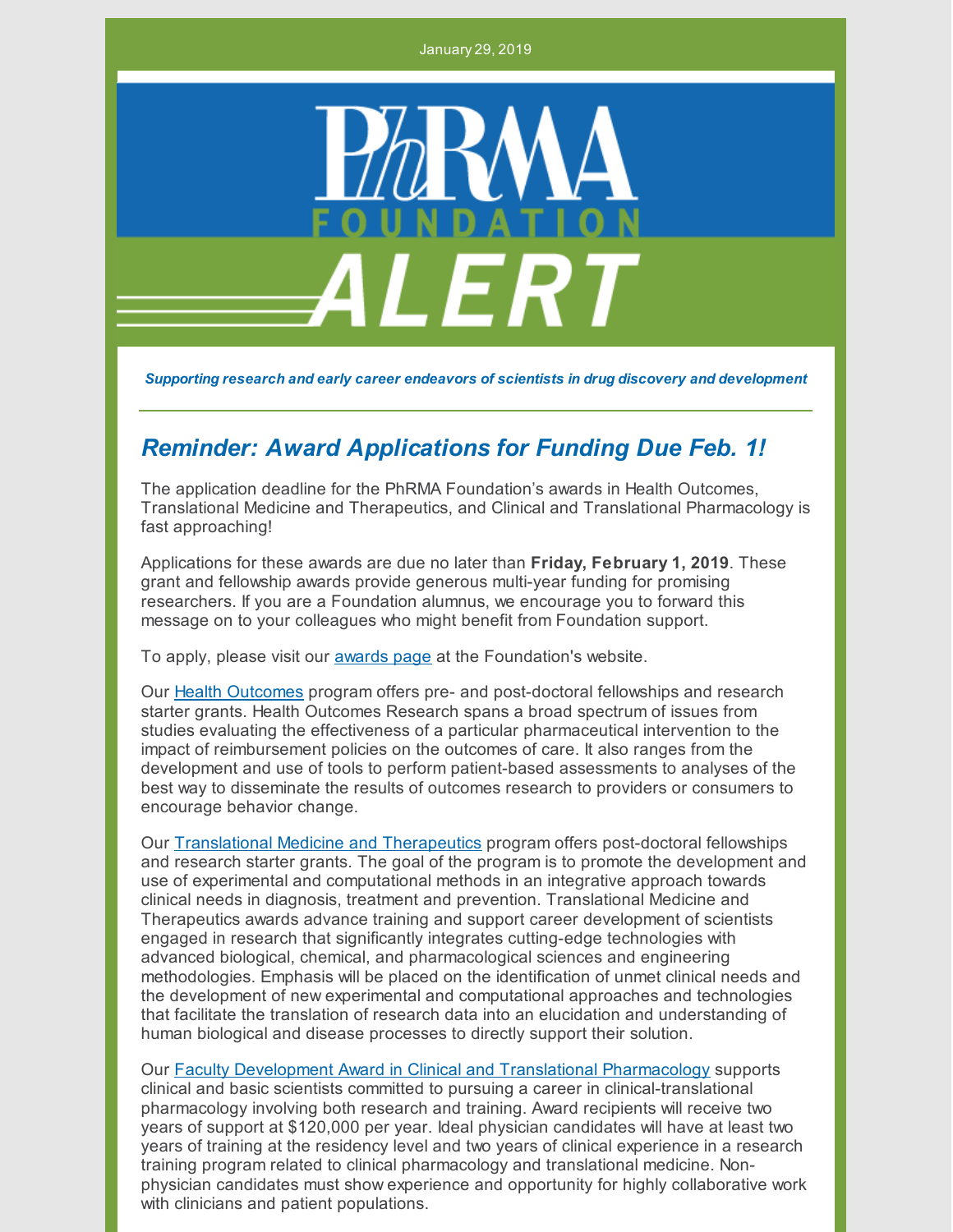January 29, 2019

PhRMA FOUNDATION ALERT

***Supporting research and early career endeavors of scientists in drug discovery and development***

## *Reminder: Award Applications for Funding Due Feb. 1!*

The application deadline for the PhRMA Foundation's awards in Health Outcomes, Translational Medicine and Therapeutics, and Clinical and Translational Pharmacology is fast approaching!

Applications for these awards are due no later than **Friday, February 1, 2019**. These grant and fellowship awards provide generous multi-year funding for promising researchers. If you are a Foundation alumnus, we encourage you to forward this message on to your colleagues who might benefit from Foundation support.

To apply, please visit our awards page at the Foundation's website.

Our Health Outcomes program offers pre- and post-doctoral fellowships and research starter grants. Health Outcomes Research spans a broad spectrum of issues from studies evaluating the effectiveness of a particular pharmaceutical intervention to the impact of reimbursement policies on the outcomes of care. It also ranges from the development and use of tools to perform patient-based assessments to analyses of the best way to disseminate the results of outcomes research to providers or consumers to encourage behavior change.

Our Translational Medicine and Therapeutics program offers post-doctoral fellowships and research starter grants. The goal of the program is to promote the development and use of experimental and computational methods in an integrative approach towards clinical needs in diagnosis, treatment and prevention. Translational Medicine and Therapeutics awards advance training and support career development of scientists engaged in research that significantly integrates cutting-edge technologies with advanced biological, chemical, and pharmacological sciences and engineering methodologies. Emphasis will be placed on the identification of unmet clinical needs and the development of new experimental and computational approaches and technologies that facilitate the translation of research data into an elucidation and understanding of human biological and disease processes to directly support their solution.

Our Faculty Development Award in Clinical and Translational Pharmacology supports clinical and basic scientists committed to pursuing a career in clinical-translational pharmacology involving both research and training. Award recipients will receive two years of support at $120,000 per year. Ideal physician candidates will have at least two years of training at the residency level and two years of clinical experience in a research training program related to clinical pharmacology and translational medicine. Non-physician candidates must show experience and opportunity for highly collaborative work with clinicians and patient populations.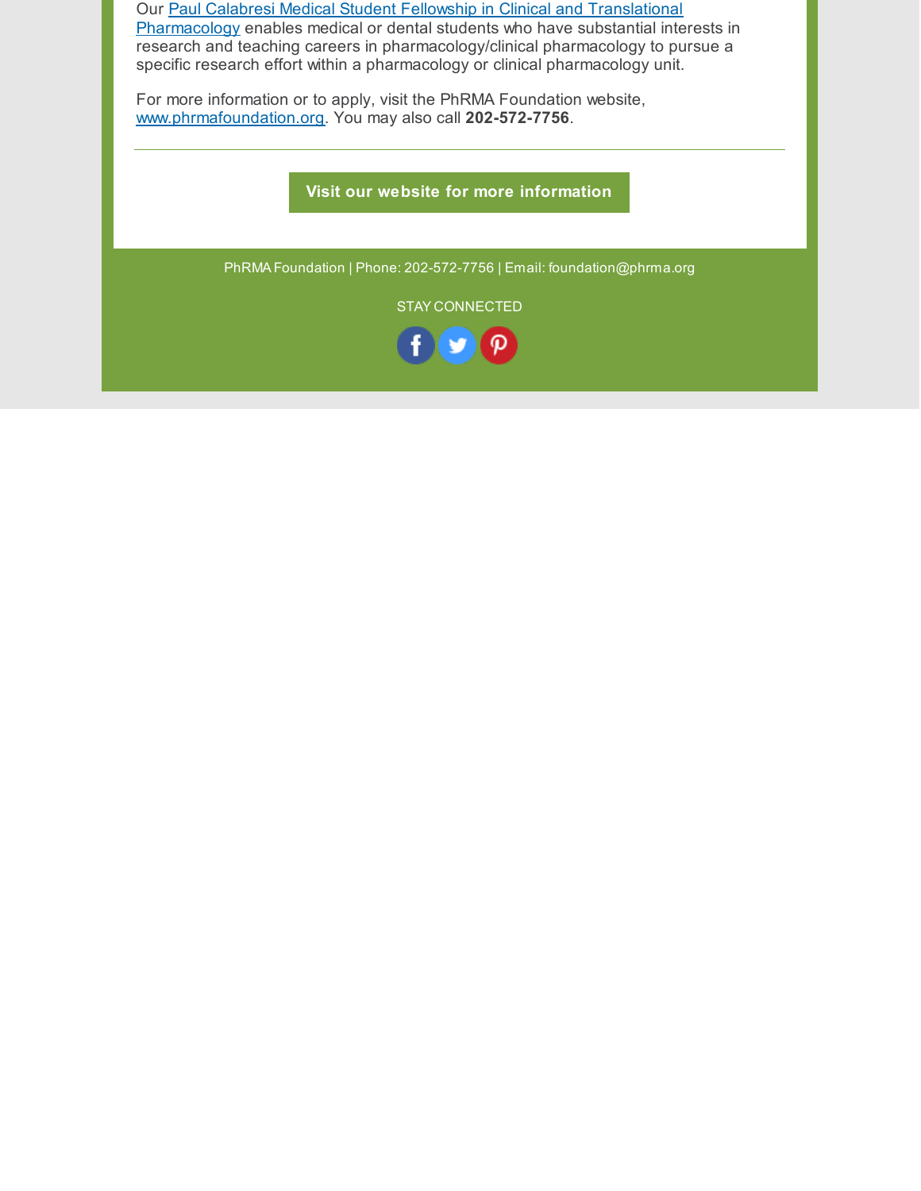Our Paul Calabresi Medical Student Fellowship in Clinical and Translational Pharmacology enables medical or dental students who have substantial interests in research and teaching careers in pharmacology/clinical pharmacology to pursue a specific research effort within a pharmacology or clinical pharmacology unit.

For more information or to apply, visit the PhRMA Foundation website, www.phrmafoundation.org. You may also call **202-572-7756**.

---

**Visit our website for more information**

PhRMA Foundation | Phone: 202-572-7756 | Email: foundation@phrma.org

STAY CONNECTED